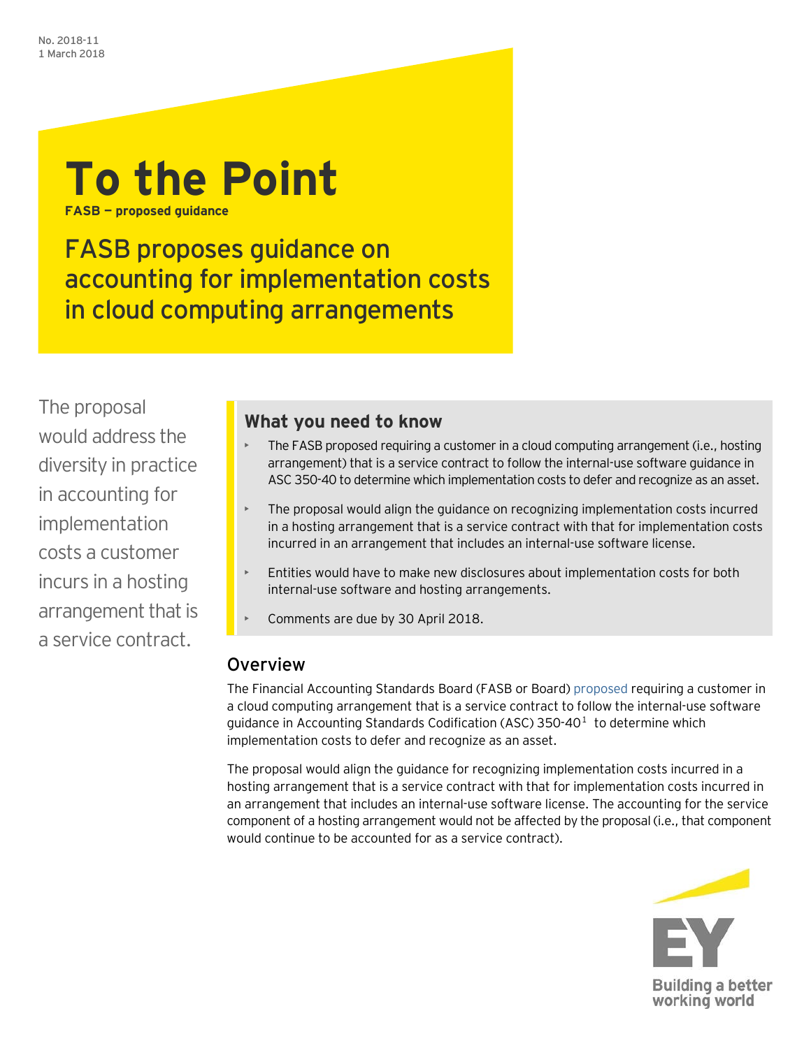No. 2018-11
1 March 2018

# To the Point

**FASB — proposed guidance**

## FASB proposes guidance on accounting for implementation costs in cloud computing arrangements

The proposal would address the diversity in practice in accounting for implementation costs a customer incurs in a hosting arrangement that is a service contract.

### What you need to know

- The FASB proposed requiring a customer in a cloud computing arrangement (i.e., hosting arrangement) that is a service contract to follow the internal-use software guidance in ASC 350-40 to determine which implementation costs to defer and recognize as an asset.
- The proposal would align the guidance on recognizing implementation costs incurred in a hosting arrangement that is a service contract with that for implementation costs incurred in an arrangement that includes an internal-use software license.
- Entities would have to make new disclosures about implementation costs for both internal-use software and hosting arrangements.
- Comments are due by 30 April 2018.

### Overview

The Financial Accounting Standards Board (FASB or Board) proposed requiring a customer in a cloud computing arrangement that is a service contract to follow the internal-use software guidance in Accounting Standards Codification (ASC) 350-40[1] to determine which implementation costs to defer and recognize as an asset.

The proposal would align the guidance for recognizing implementation costs incurred in a hosting arrangement that is a service contract with that for implementation costs incurred in an arrangement that includes an internal-use software license. The accounting for the service component of a hosting arrangement would not be affected by the proposal (i.e., that component would continue to be accounted for as a service contract).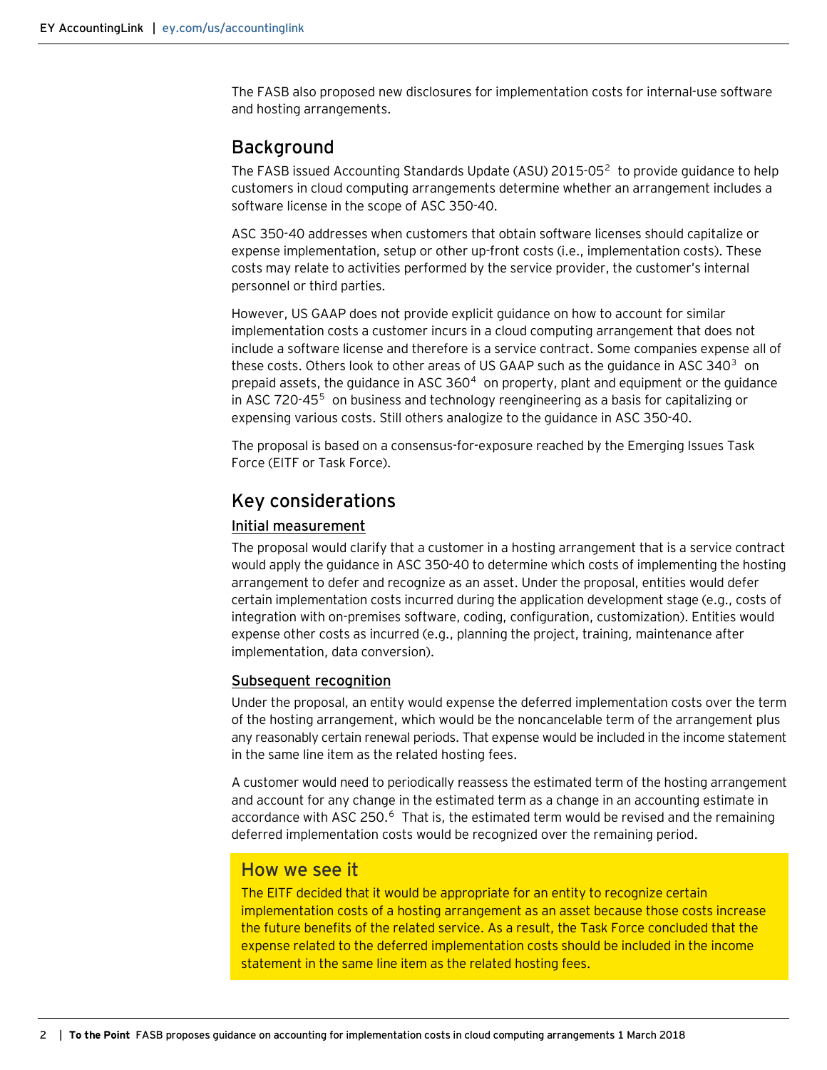The FASB also proposed new disclosures for implementation costs for internal-use software and hosting arrangements.

## Background

The FASB issued Accounting Standards Update (ASU) 2015-05[2] to provide guidance to help customers in cloud computing arrangements determine whether an arrangement includes a software license in the scope of ASC 350-40.

ASC 350-40 addresses when customers that obtain software licenses should capitalize or expense implementation, setup or other up-front costs (i.e., implementation costs). These costs may relate to activities performed by the service provider, the customer's internal personnel or third parties.

However, US GAAP does not provide explicit guidance on how to account for similar implementation costs a customer incurs in a cloud computing arrangement that does not include a software license and therefore is a service contract. Some companies expense all of these costs. Others look to other areas of US GAAP such as the guidance in ASC 340[3] on prepaid assets, the guidance in ASC 360[4] on property, plant and equipment or the guidance in ASC 720-45[5] on business and technology reengineering as a basis for capitalizing or expensing various costs. Still others analogize to the guidance in ASC 350-40.

The proposal is based on a consensus-for-exposure reached by the Emerging Issues Task Force (EITF or Task Force).

## Key considerations

### Initial measurement

The proposal would clarify that a customer in a hosting arrangement that is a service contract would apply the guidance in ASC 350-40 to determine which costs of implementing the hosting arrangement to defer and recognize as an asset. Under the proposal, entities would defer certain implementation costs incurred during the application development stage (e.g., costs of integration with on-premises software, coding, configuration, customization). Entities would expense other costs as incurred (e.g., planning the project, training, maintenance after implementation, data conversion).

### Subsequent recognition

Under the proposal, an entity would expense the deferred implementation costs over the term of the hosting arrangement, which would be the noncancelable term of the arrangement plus any reasonably certain renewal periods. That expense would be included in the income statement in the same line item as the related hosting fees.

A customer would need to periodically reassess the estimated term of the hosting arrangement and account for any change in the estimated term as a change in an accounting estimate in accordance with ASC 250.[6] That is, the estimated term would be revised and the remaining deferred implementation costs would be recognized over the remaining period.

> ### How we see it
>
> The EITF decided that it would be appropriate for an entity to recognize certain implementation costs of a hosting arrangement as an asset because those costs increase the future benefits of the related service. As a result, the Task Force concluded that the expense related to the deferred implementation costs should be included in the income statement in the same line item as the related hosting fees.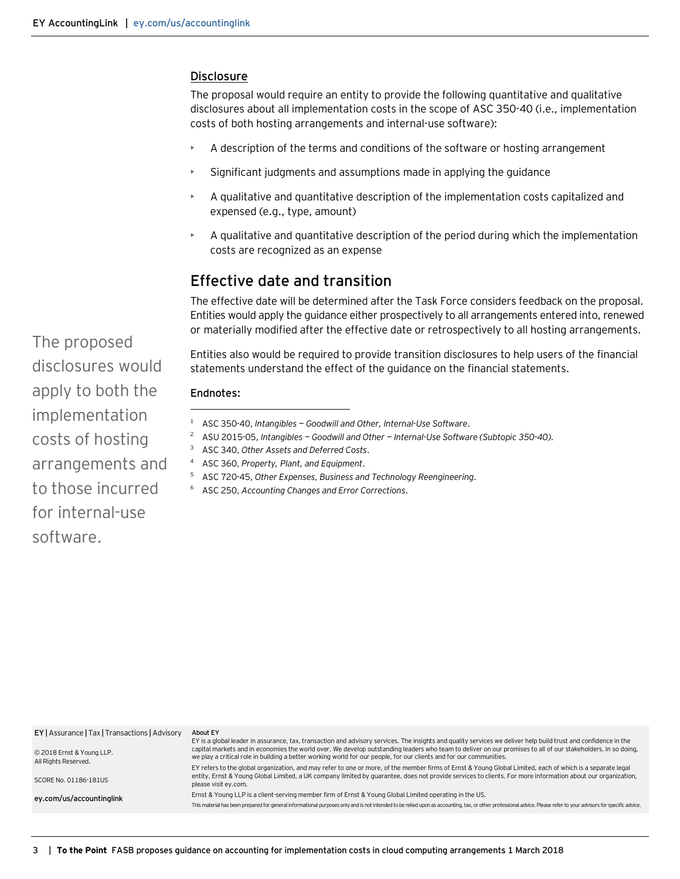### Disclosure

The proposal would require an entity to provide the following quantitative and qualitative disclosures about all implementation costs in the scope of ASC 350-40 (i.e., implementation costs of both hosting arrangements and internal-use software):

- A description of the terms and conditions of the software or hosting arrangement
- Significant judgments and assumptions made in applying the guidance
- A qualitative and quantitative description of the implementation costs capitalized and expensed (e.g., type, amount)
- A qualitative and quantitative description of the period during which the implementation costs are recognized as an expense

## Effective date and transition

The effective date will be determined after the Task Force considers feedback on the proposal. Entities would apply the guidance either prospectively to all arrangements entered into, renewed or materially modified after the effective date or retrospectively to all hosting arrangements.

The proposed disclosures would apply to both the implementation costs of hosting arrangements and to those incurred for internal-use software.

Entities also would be required to provide transition disclosures to help users of the financial statements understand the effect of the guidance on the financial statements.

**Endnotes:**

[1] ASC 350-40, *Intangibles — Goodwill and Other, Internal-Use Software*.

[2] ASU 2015-05, *Intangibles — Goodwill and Other — Internal-Use Software (Subtopic 350-40).*

[3] ASC 340, *Other Assets and Deferred Costs*.

[4] ASC 360, *Property, Plant, and Equipment*.

[5] ASC 720-45, *Other Expenses, Business and Technology Reengineering*.

[6] ASC 250, *Accounting Changes and Error Corrections*.

EY | Assurance | Tax | Transactions | Advisory

© 2018 Ernst & Young LLP.
All Rights Reserved.

SCORE No. 01186-181US

ey.com/us/accountinglink

**About EY**

EY is a global leader in assurance, tax, transaction and advisory services. The insights and quality services we deliver help build trust and confidence in the capital markets and in economies the world over. We develop outstanding leaders who team to deliver on our promises to all of our stakeholders. In so doing, we play a critical role in building a better working world for our people, for our clients and for our communities.

EY refers to the global organization, and may refer to one or more, of the member firms of Ernst & Young Global Limited, each of which is a separate legal entity. Ernst & Young Global Limited, a UK company limited by guarantee, does not provide services to clients. For more information about our organization, please visit ey.com.

Ernst & Young LLP is a client-serving member firm of Ernst & Young Global Limited operating in the US.

This material has been prepared for general informational purposes only and is not intended to be relied upon as accounting, tax, or other professional advice. Please refer to your advisors for specific advice.